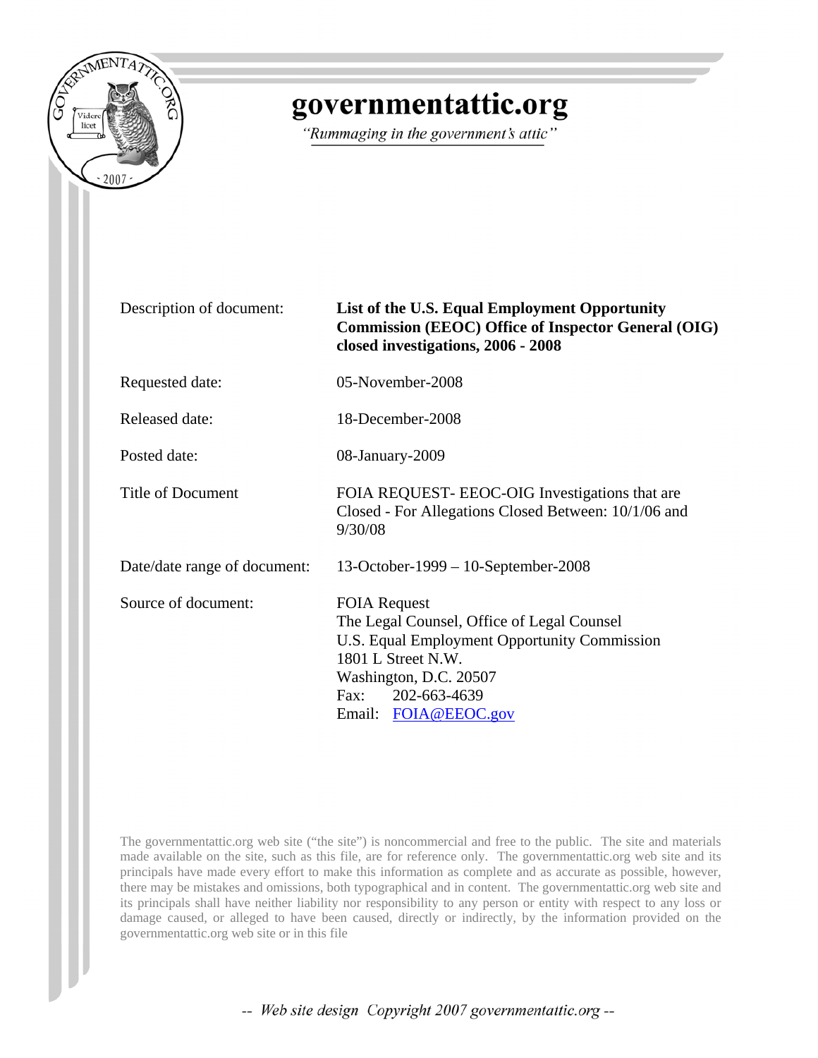# governmentattic.org

*"Rummaging in the government's attic"*

| | |
|---|---|
| Description of document: | **List of the U.S. Equal Employment Opportunity Commission (EEOC) Office of Inspector General (OIG) closed investigations, 2006 - 2008** |
| Requested date: | 05-November-2008 |
| Released date: | 18-December-2008 |
| Posted date: | 08-January-2009 |
| Title of Document | FOIA REQUEST- EEOC-OIG Investigations that are Closed - For Allegations Closed Between: 10/1/06 and 9/30/08 |
| Date/date range of document: | 13-October-1999 – 10-September-2008 |
| Source of document: | FOIA Request<br>The Legal Counsel, Office of Legal Counsel<br>U.S. Equal Employment Opportunity Commission<br>1801 L Street N.W.<br>Washington, D.C. 20507<br>Fax: 202-663-4639<br>Email: FOIA@EEOC.gov |

The governmentattic.org web site ("the site") is noncommercial and free to the public. The site and materials made available on the site, such as this file, are for reference only. The governmentattic.org web site and its principals have made every effort to make this information as complete and as accurate as possible, however, there may be mistakes and omissions, both typographical and in content. The governmentattic.org web site and its principals shall have neither liability nor responsibility to any person or entity with respect to any loss or damage caused, or alleged to have been caused, directly or indirectly, by the information provided on the governmentattic.org web site or in this file

-- *Web site design Copyright 2007 governmentattic.org* --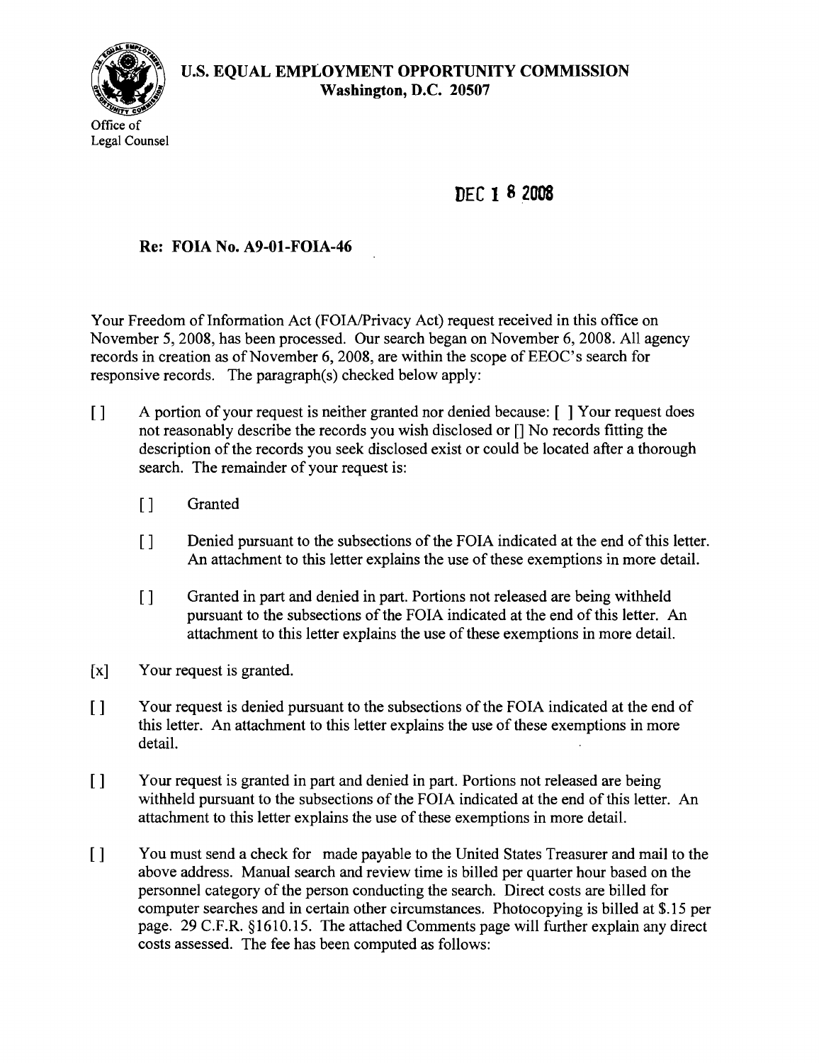**U.S. EQUAL EMPLOYMENT OPPORTUNITY COMMISSION**
**Washington, D.C. 20507**

Office of
Legal Counsel

DEC 18 2008

**Re: FOIA No. A9-01-FOIA-46**

Your Freedom of Information Act (FOIA/Privacy Act) request received in this office on November 5, 2008, has been processed. Our search began on November 6, 2008. All agency records in creation as of November 6, 2008, are within the scope of EEOC's search for responsive records. The paragraph(s) checked below apply:

[ ] A portion of your request is neither granted nor denied because: [ ] Your request does not reasonably describe the records you wish disclosed or [] No records fitting the description of the records you seek disclosed exist or could be located after a thorough search. The remainder of your request is:

- [ ] Granted
- [ ] Denied pursuant to the subsections of the FOIA indicated at the end of this letter. An attachment to this letter explains the use of these exemptions in more detail.
- [ ] Granted in part and denied in part. Portions not released are being withheld pursuant to the subsections of the FOIA indicated at the end of this letter. An attachment to this letter explains the use of these exemptions in more detail.

[x] Your request is granted.

[ ] Your request is denied pursuant to the subsections of the FOIA indicated at the end of this letter. An attachment to this letter explains the use of these exemptions in more detail.

[ ] Your request is granted in part and denied in part. Portions not released are being withheld pursuant to the subsections of the FOIA indicated at the end of this letter. An attachment to this letter explains the use of these exemptions in more detail.

[ ] You must send a check for made payable to the United States Treasurer and mail to the above address. Manual search and review time is billed per quarter hour based on the personnel category of the person conducting the search. Direct costs are billed for computer searches and in certain other circumstances. Photocopying is billed at $.15 per page. 29 C.F.R. §1610.15. The attached Comments page will further explain any direct costs assessed. The fee has been computed as follows: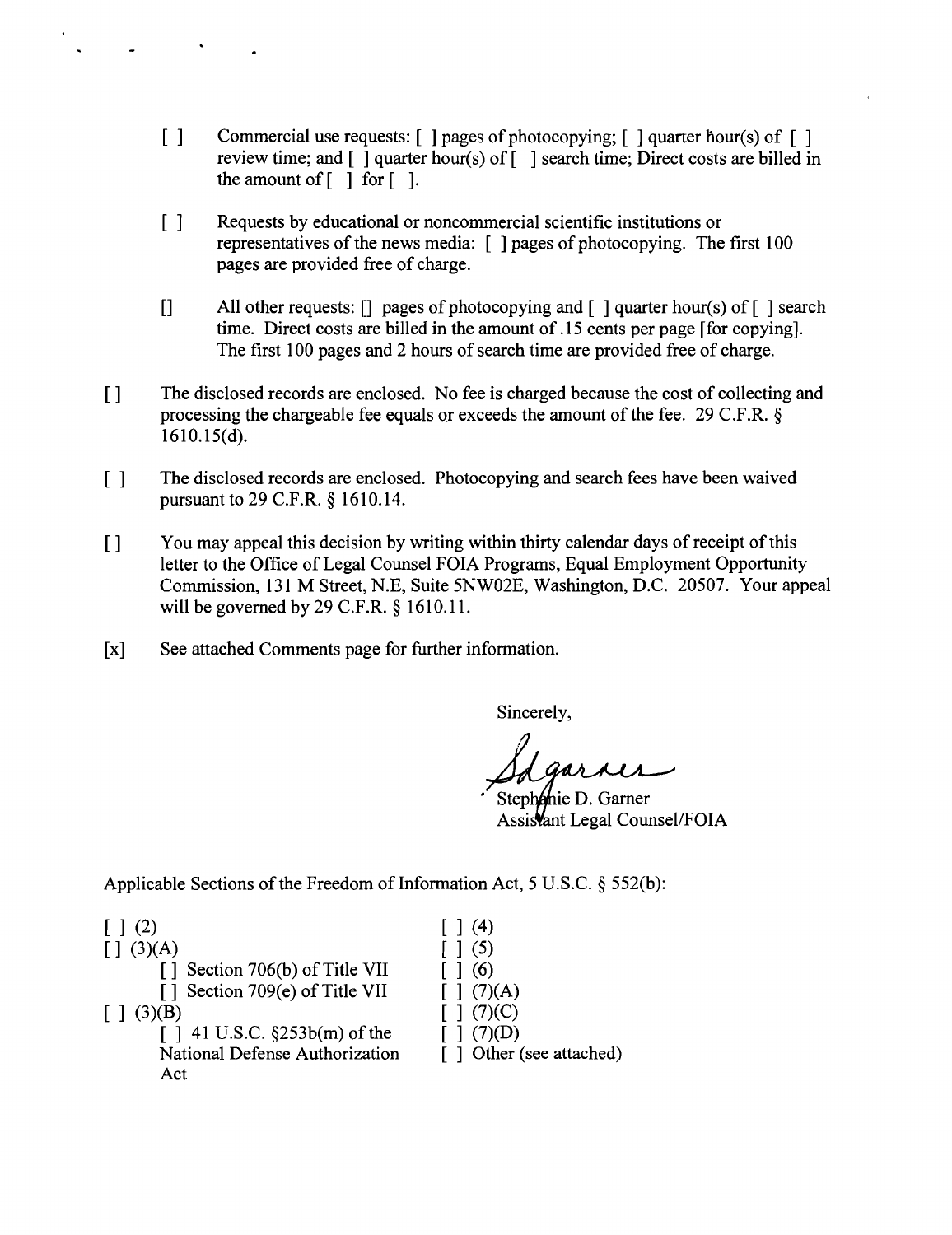- [ ] Commercial use requests: [ ] pages of photocopying; [ ] quarter hour(s) of [ ] review time; and [ ] quarter hour(s) of [ ] search time; Direct costs are billed in the amount of [ ] for [ ].

- [ ] Requests by educational or noncommercial scientific institutions or representatives of the news media: [ ] pages of photocopying. The first 100 pages are provided free of charge.

- [] All other requests: [] pages of photocopying and [ ] quarter hour(s) of [ ] search time. Direct costs are billed in the amount of .15 cents per page [for copying]. The first 100 pages and 2 hours of search time are provided free of charge.

[] The disclosed records are enclosed. No fee is charged because the cost of collecting and processing the chargeable fee equals or exceeds the amount of the fee. 29 C.F.R. § 1610.15(d).

[ ] The disclosed records are enclosed. Photocopying and search fees have been waived pursuant to 29 C.F.R. § 1610.14.

[] You may appeal this decision by writing within thirty calendar days of receipt of this letter to the Office of Legal Counsel FOIA Programs, Equal Employment Opportunity Commission, 131 M Street, N.E, Suite 5NW02E, Washington, D.C. 20507. Your appeal will be governed by 29 C.F.R. § 1610.11.

[x] See attached Comments page for further information.

Sincerely,

Sdgarner

Stephanie D. Garner
Assistant Legal Counsel/FOIA

Applicable Sections of the Freedom of Information Act, 5 U.S.C. § 552(b):

[ ] (2)
[] (3)(A)
  [] Section 706(b) of Title VII
  [] Section 709(e) of Title VII
[ ] (3)(B)
  [ ] 41 U.S.C. §253b(m) of the National Defense Authorization Act

[ ] (4)
[ ] (5)
[ ] (6)
[ ] (7)(A)
[ ] (7)(C)
[ ] (7)(D)
[ ] Other (see attached)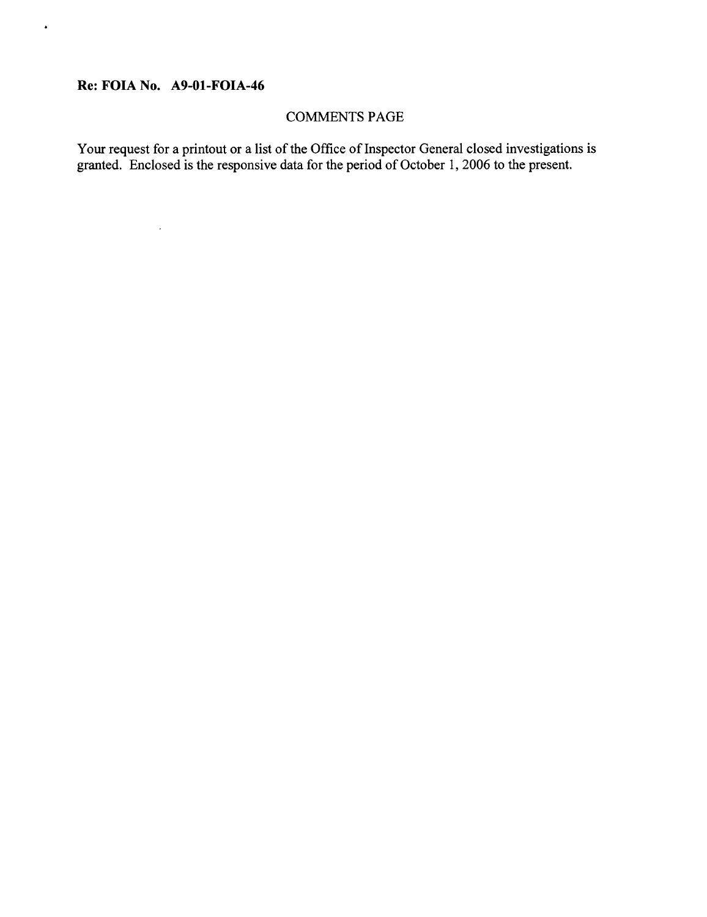**Re: FOIA No. A9-01-FOIA-46**

COMMENTS PAGE

Your request for a printout or a list of the Office of Inspector General closed investigations is granted. Enclosed is the responsive data for the period of October 1, 2006 to the present.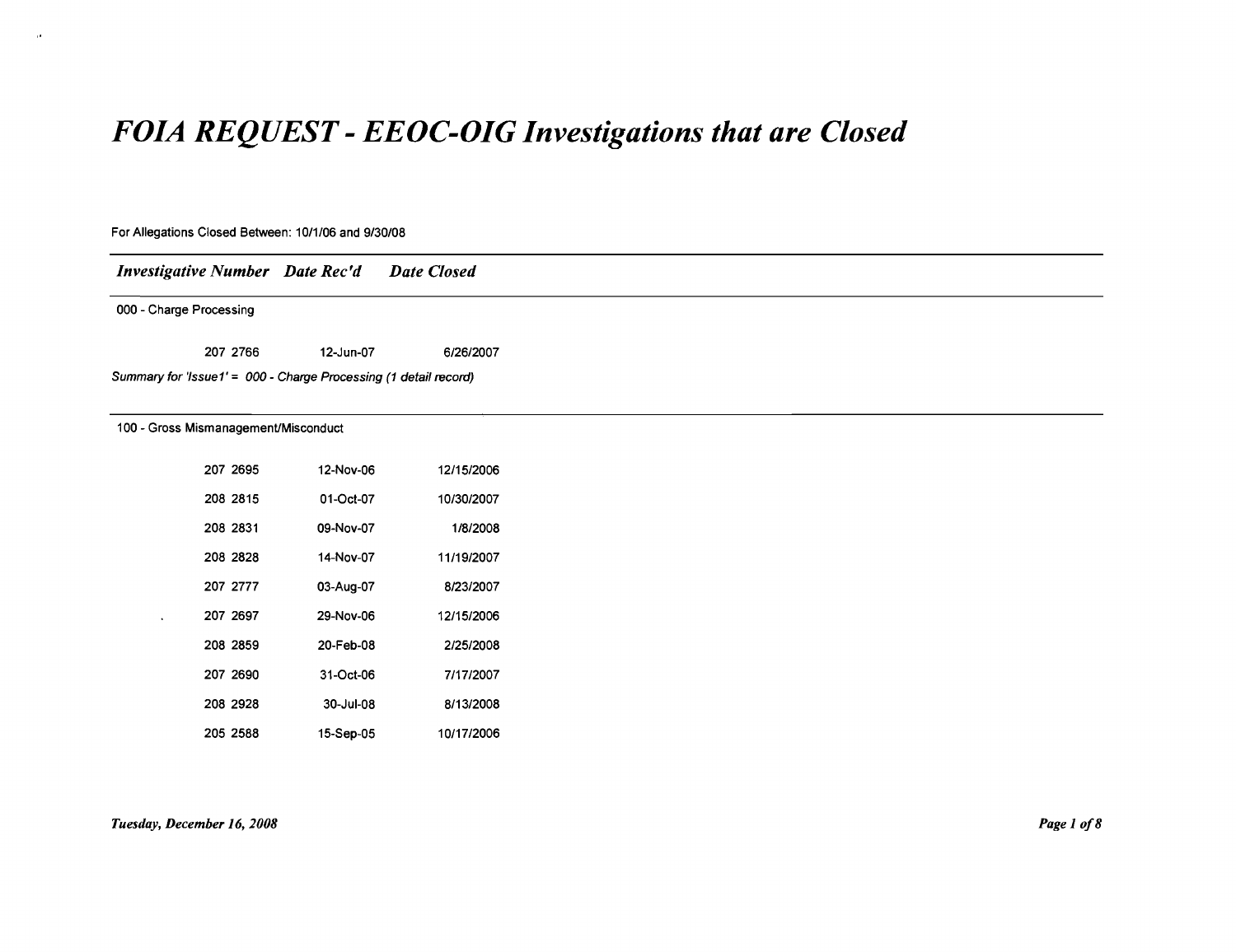# *FOIA REQUEST - EEOC-OIG Investigations that are Closed*

For Allegations Closed Between: 10/1/06 and 9/30/08

| *Investigative Number* | *Date Rec'd* | *Date Closed* |
|---|---|---|
| **000 - Charge Processing** | | |
| 207 2766 | 12-Jun-07 | 6/26/2007 |

*Summary for 'Issue1' = 000 - Charge Processing (1 detail record)*

| *Investigative Number* | *Date Rec'd* | *Date Closed* |
|---|---|---|
| **100 - Gross Mismanagement/Misconduct** | | |
| 207 2695 | 12-Nov-06 | 12/15/2006 |
| 208 2815 | 01-Oct-07 | 10/30/2007 |
| 208 2831 | 09-Nov-07 | 1/8/2008 |
| 208 2828 | 14-Nov-07 | 11/19/2007 |
| 207 2777 | 03-Aug-07 | 8/23/2007 |
| 207 2697 | 29-Nov-06 | 12/15/2006 |
| 208 2859 | 20-Feb-08 | 2/25/2008 |
| 207 2690 | 31-Oct-06 | 7/17/2007 |
| 208 2928 | 30-Jul-08 | 8/13/2008 |
| 205 2588 | 15-Sep-05 | 10/17/2006 |

*Tuesday, December 16, 2008*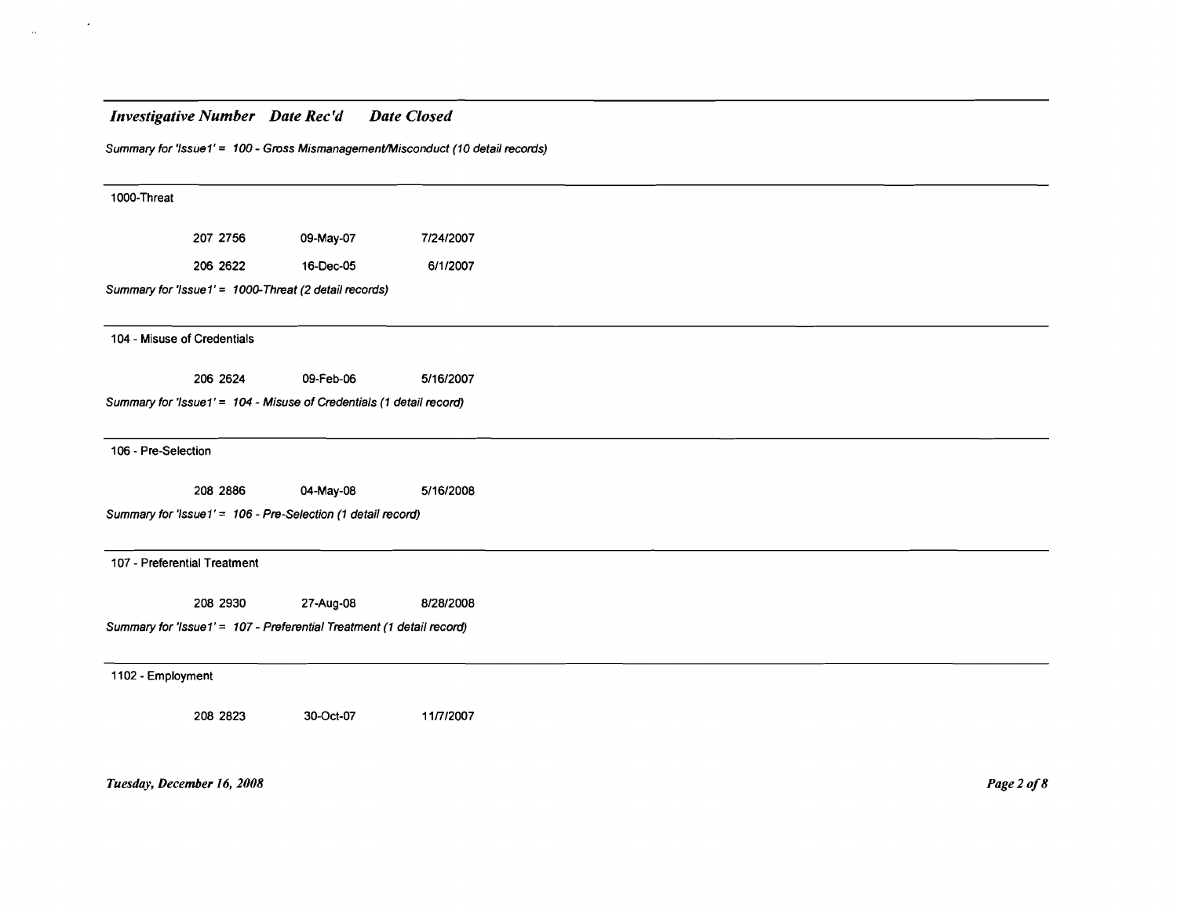| *Investigative Number* | *Date Rec'd* | *Date Closed* |
|---|---|---|

*Summary for 'Issue1' = 100 - Gross Mismanagement/Misconduct (10 detail records)*

---

1000-Threat

| | | |
|---|---|---|
| 207 2756 | 09-May-07 | 7/24/2007 |
| 206 2622 | 16-Dec-05 | 6/1/2007 |

*Summary for 'Issue1' = 1000-Threat (2 detail records)*

---

104 - Misuse of Credentials

| | | |
|---|---|---|
| 206 2624 | 09-Feb-06 | 5/16/2007 |

*Summary for 'Issue1' = 104 - Misuse of Credentials (1 detail record)*

---

106 - Pre-Selection

| | | |
|---|---|---|
| 208 2886 | 04-May-08 | 5/16/2008 |

*Summary for 'Issue1' = 106 - Pre-Selection (1 detail record)*

---

107 - Preferential Treatment

| | | |
|---|---|---|
| 208 2930 | 27-Aug-08 | 8/28/2008 |

*Summary for 'Issue1' = 107 - Preferential Treatment (1 detail record)*

---

1102 - Employment

| | | |
|---|---|---|
| 208 2823 | 30-Oct-07 | 11/7/2007 |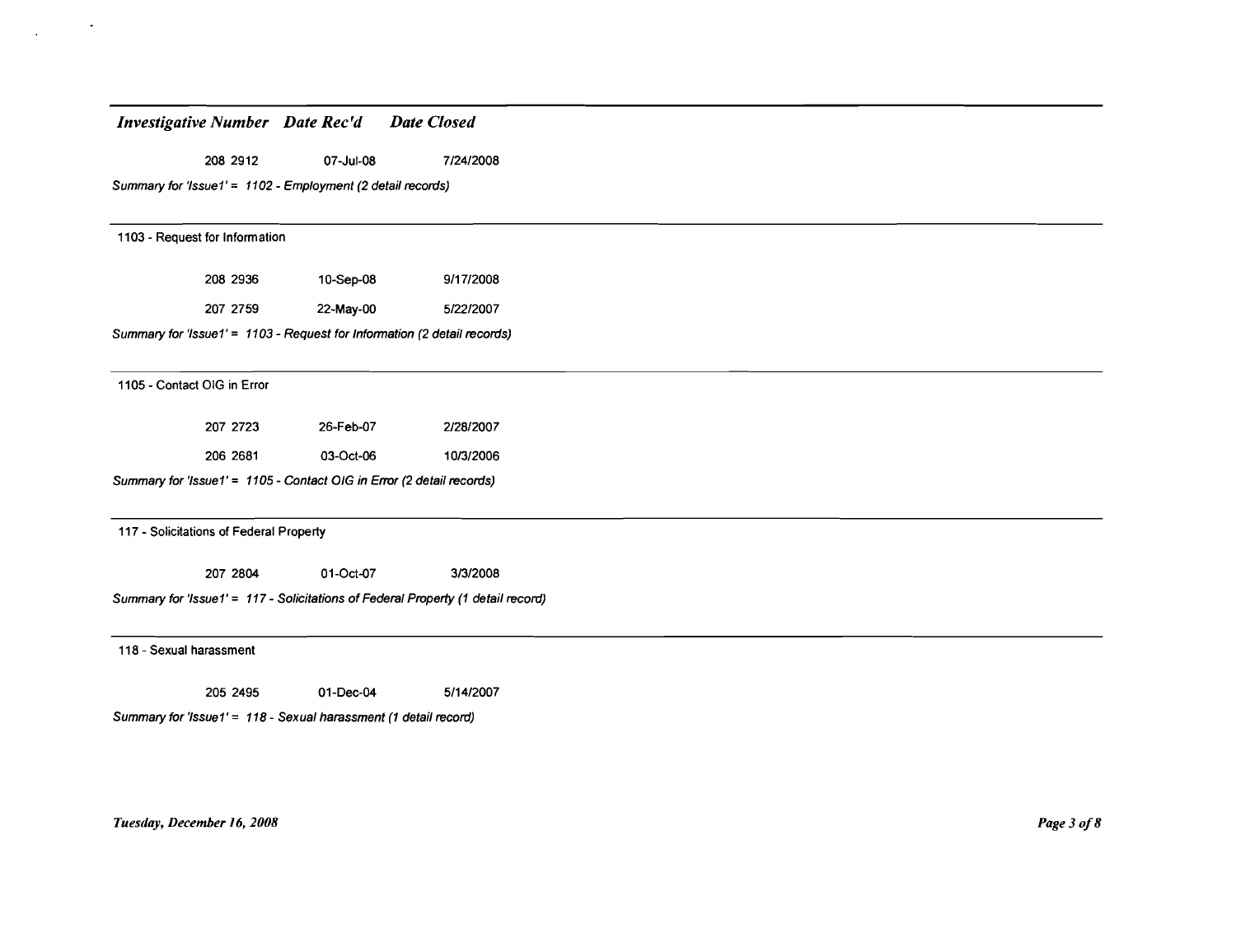| *Investigative Number* | *Date Rec'd* | *Date Closed* |
|---|---|---|
| 208 2912 | 07-Jul-08 | 7/24/2008 |

*Summary for 'Issue1' = 1102 - Employment (2 detail records)*

1103 - Request for Information

| Investigative Number | Date Rec'd | Date Closed |
|---|---|---|
| 208 2936 | 10-Sep-08 | 9/17/2008 |
| 207 2759 | 22-May-00 | 5/22/2007 |

*Summary for 'Issue1' = 1103 - Request for Information (2 detail records)*

1105 - Contact OIG in Error

| Investigative Number | Date Rec'd | Date Closed |
|---|---|---|
| 207 2723 | 26-Feb-07 | 2/28/2007 |
| 206 2681 | 03-Oct-06 | 10/3/2006 |

*Summary for 'Issue1' = 1105 - Contact OIG in Error (2 detail records)*

117 - Solicitations of Federal Property

| Investigative Number | Date Rec'd | Date Closed |
|---|---|---|
| 207 2804 | 01-Oct-07 | 3/3/2008 |

*Summary for 'Issue1' = 117 - Solicitations of Federal Property (1 detail record)*

118 - Sexual harassment

| Investigative Number | Date Rec'd | Date Closed |
|---|---|---|
| 205 2495 | 01-Dec-04 | 5/14/2007 |

*Summary for 'Issue1' = 118 - Sexual harassment (1 detail record)*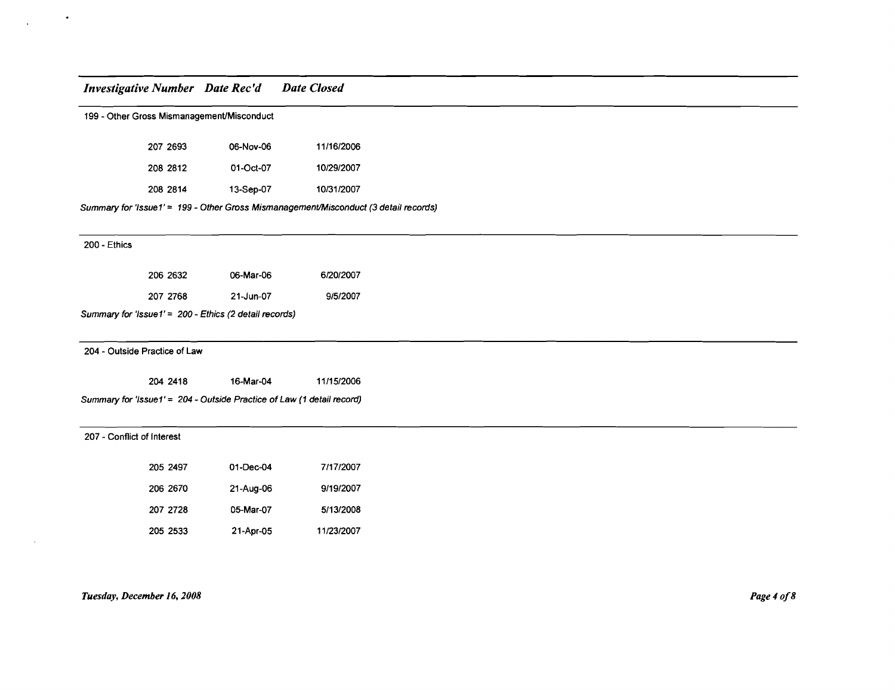| *Investigative Number* | *Date Rec'd* | *Date Closed* |
|---|---|---|

199 - Other Gross Mismanagement/Misconduct

| Investigative Number | Date Rec'd | Date Closed |
|---|---|---|
| 207 2693 | 06-Nov-06 | 11/16/2006 |
| 208 2812 | 01-Oct-07 | 10/29/2007 |
| 208 2814 | 13-Sep-07 | 10/31/2007 |

*Summary for 'Issue1' = 199 - Other Gross Mismanagement/Misconduct (3 detail records)*

200 - Ethics

| Investigative Number | Date Rec'd | Date Closed |
|---|---|---|
| 206 2632 | 06-Mar-06 | 6/20/2007 |
| 207 2768 | 21-Jun-07 | 9/5/2007 |

*Summary for 'Issue1' = 200 - Ethics (2 detail records)*

204 - Outside Practice of Law

| Investigative Number | Date Rec'd | Date Closed |
|---|---|---|
| 204 2418 | 16-Mar-04 | 11/15/2006 |

*Summary for 'Issue1' = 204 - Outside Practice of Law (1 detail record)*

207 - Conflict of Interest

| Investigative Number | Date Rec'd | Date Closed |
|---|---|---|
| 205 2497 | 01-Dec-04 | 7/17/2007 |
| 206 2670 | 21-Aug-06 | 9/19/2007 |
| 207 2728 | 05-Mar-07 | 5/13/2008 |
| 205 2533 | 21-Apr-05 | 11/23/2007 |

*Tuesday, December 16, 2008*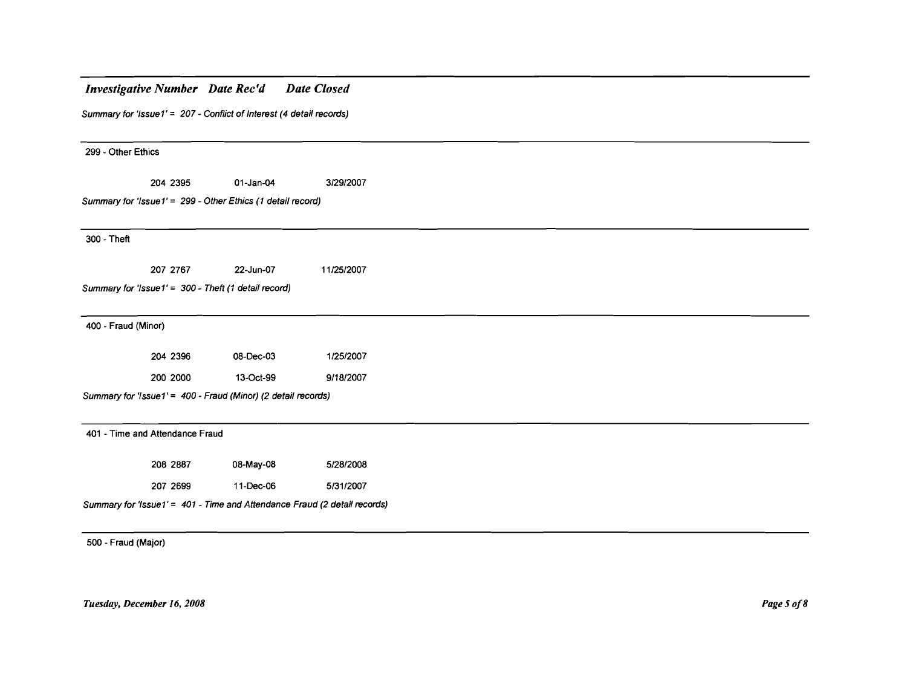***Investigative Number  Date Rec'd  Date Closed***

*Summary for 'Issue1' = 207 - Conflict of Interest (4 detail records)*

---

299 - Other Ethics

| Investigative Number | Date Rec'd | Date Closed |
| --- | --- | --- |
| 204 2395 | 01-Jan-04 | 3/29/2007 |

*Summary for 'Issue1' = 299 - Other Ethics (1 detail record)*

---

300 - Theft

| Investigative Number | Date Rec'd | Date Closed |
| --- | --- | --- |
| 207 2767 | 22-Jun-07 | 11/25/2007 |

*Summary for 'Issue1' = 300 - Theft (1 detail record)*

---

400 - Fraud (Minor)

| Investigative Number | Date Rec'd | Date Closed |
| --- | --- | --- |
| 204 2396 | 08-Dec-03 | 1/25/2007 |
| 200 2000 | 13-Oct-99 | 9/18/2007 |

*Summary for 'Issue1' = 400 - Fraud (Minor) (2 detail records)*

---

401 - Time and Attendance Fraud

| Investigative Number | Date Rec'd | Date Closed |
| --- | --- | --- |
| 208 2887 | 08-May-08 | 5/28/2008 |
| 207 2699 | 11-Dec-06 | 5/31/2007 |

*Summary for 'Issue1' = 401 - Time and Attendance Fraud (2 detail records)*

---

500 - Fraud (Major)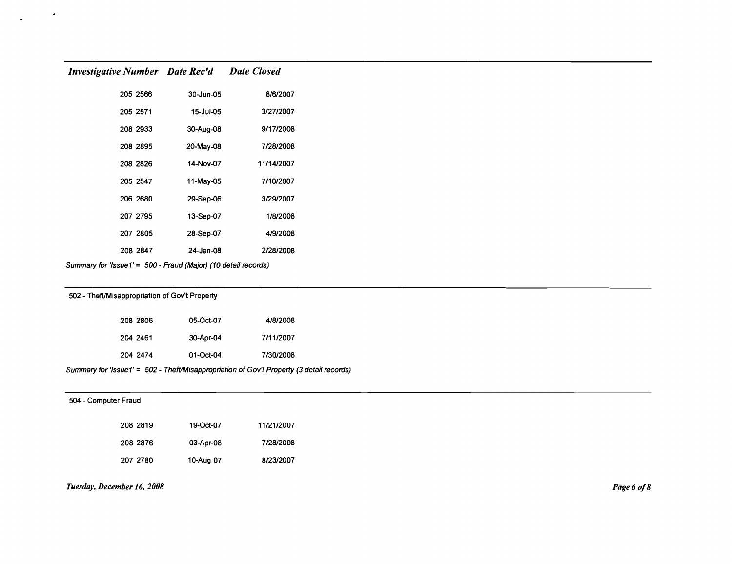| Investigative Number | Date Rec'd | Date Closed |
|---|---|---|
| 205 2566 | 30-Jun-05 | 8/6/2007 |
| 205 2571 | 15-Jul-05 | 3/27/2007 |
| 208 2933 | 30-Aug-08 | 9/17/2008 |
| 208 2895 | 20-May-08 | 7/28/2008 |
| 208 2826 | 14-Nov-07 | 11/14/2007 |
| 205 2547 | 11-May-05 | 7/10/2007 |
| 206 2680 | 29-Sep-06 | 3/29/2007 |
| 207 2795 | 13-Sep-07 | 1/8/2008 |
| 207 2805 | 28-Sep-07 | 4/9/2008 |
| 208 2847 | 24-Jan-08 | 2/28/2008 |

*Summary for 'Issue1' = 500 - Fraud (Major) (10 detail records)*

502 - Theft/Misappropriation of Gov't Property

| Investigative Number | Date Rec'd | Date Closed |
|---|---|---|
| 208 2806 | 05-Oct-07 | 4/8/2008 |
| 204 2461 | 30-Apr-04 | 7/11/2007 |
| 204 2474 | 01-Oct-04 | 7/30/2008 |

*Summary for 'Issue1' = 502 - Theft/Misappropriation of Gov't Property (3 detail records)*

504 - Computer Fraud

| Investigative Number | Date Rec'd | Date Closed |
|---|---|---|
| 208 2819 | 19-Oct-07 | 11/21/2007 |
| 208 2876 | 03-Apr-08 | 7/28/2008 |
| 207 2780 | 10-Aug-07 | 8/23/2007 |

*Tuesday, December 16, 2008*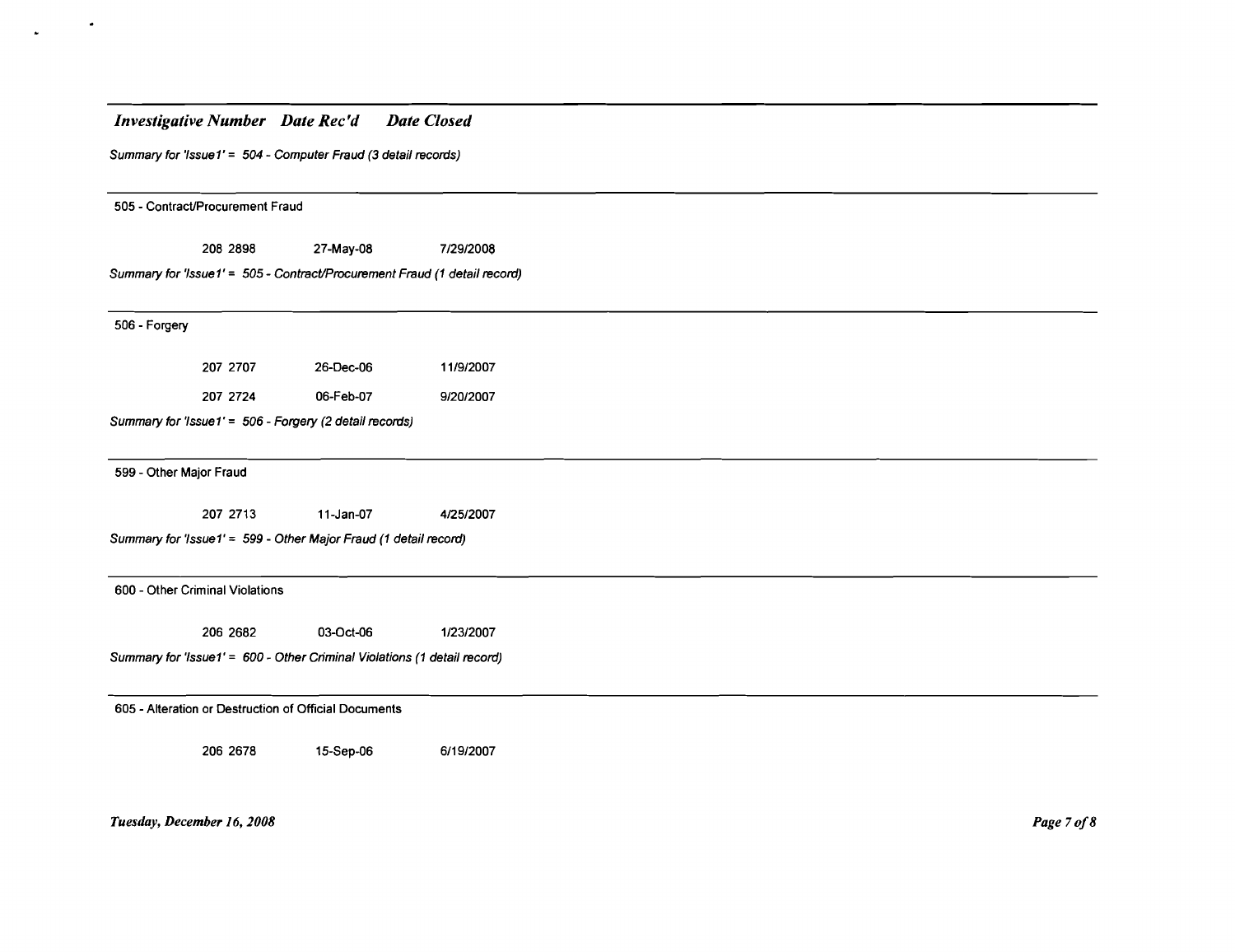***Investigative Number Date Rec'd Date Closed***

*Summary for 'Issue1' = 504 - Computer Fraud (3 detail records)*

505 - Contract/Procurement Fraud

| Investigative Number | Date Rec'd | Date Closed |
|---|---|---|
| 208 2898 | 27-May-08 | 7/29/2008 |

*Summary for 'Issue1' = 505 - Contract/Procurement Fraud (1 detail record)*

506 - Forgery

| Investigative Number | Date Rec'd | Date Closed |
|---|---|---|
| 207 2707 | 26-Dec-06 | 11/9/2007 |
| 207 2724 | 06-Feb-07 | 9/20/2007 |

*Summary for 'Issue1' = 506 - Forgery (2 detail records)*

599 - Other Major Fraud

| Investigative Number | Date Rec'd | Date Closed |
|---|---|---|
| 207 2713 | 11-Jan-07 | 4/25/2007 |

*Summary for 'Issue1' = 599 - Other Major Fraud (1 detail record)*

600 - Other Criminal Violations

| Investigative Number | Date Rec'd | Date Closed |
|---|---|---|
| 206 2682 | 03-Oct-06 | 1/23/2007 |

*Summary for 'Issue1' = 600 - Other Criminal Violations (1 detail record)*

605 - Alteration or Destruction of Official Documents

| Investigative Number | Date Rec'd | Date Closed |
|---|---|---|
| 206 2678 | 15-Sep-06 | 6/19/2007 |

***Tuesday, December 16, 2008***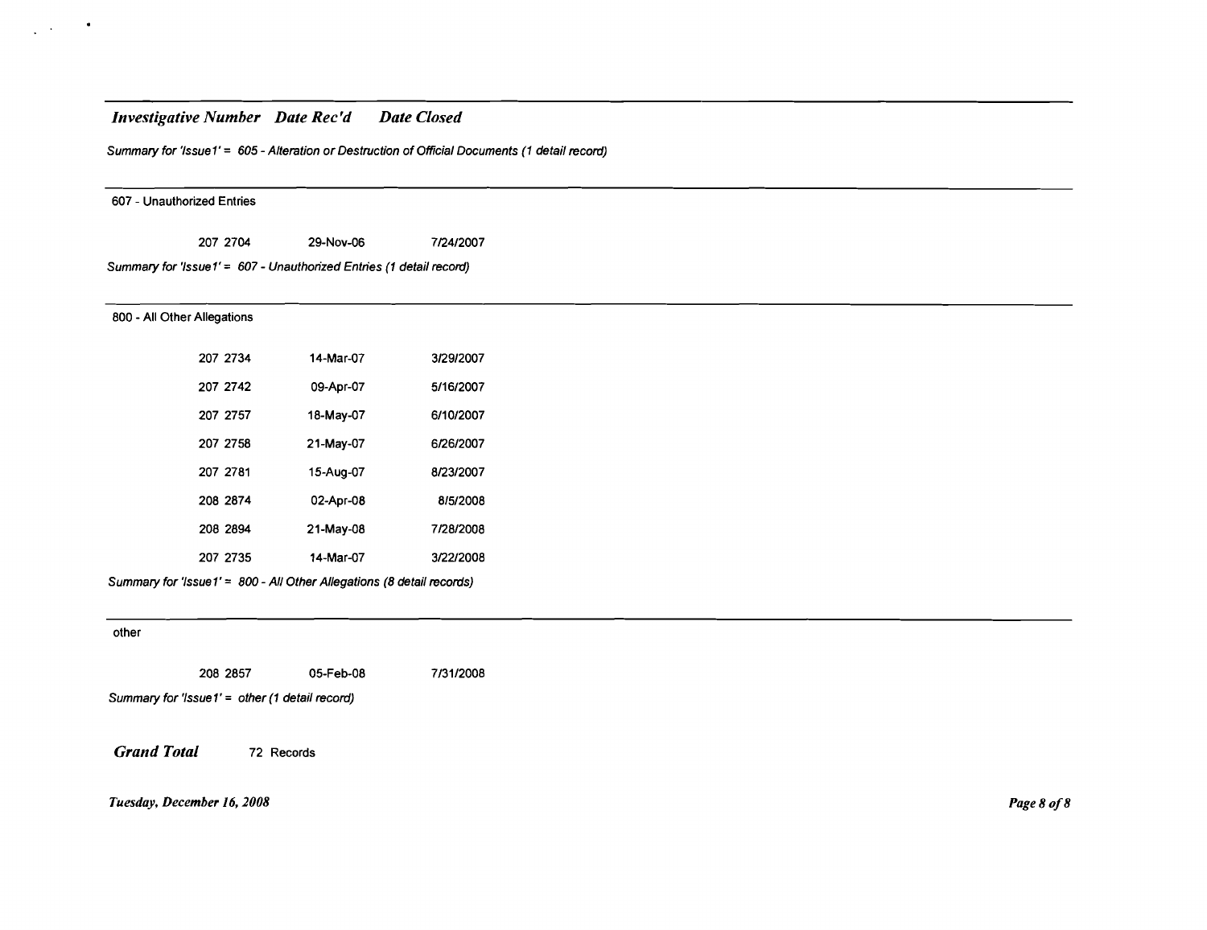| *Investigative Number* | *Date Rec'd* | *Date Closed* |
|---|---|---|

*Summary for 'Issue1' = 605 - Alteration or Destruction of Official Documents (1 detail record)*

607 - Unauthorized Entries

| | | |
|---|---|---|
| 207 2704 | 29-Nov-06 | 7/24/2007 |

*Summary for 'Issue1' = 607 - Unauthorized Entries (1 detail record)*

800 - All Other Allegations

| | | |
|---|---|---|
| 207 2734 | 14-Mar-07 | 3/29/2007 |
| 207 2742 | 09-Apr-07 | 5/16/2007 |
| 207 2757 | 18-May-07 | 6/10/2007 |
| 207 2758 | 21-May-07 | 6/26/2007 |
| 207 2781 | 15-Aug-07 | 8/23/2007 |
| 208 2874 | 02-Apr-08 | 8/5/2008 |
| 208 2894 | 21-May-08 | 7/28/2008 |
| 207 2735 | 14-Mar-07 | 3/22/2008 |

*Summary for 'Issue1' = 800 - All Other Allegations (8 detail records)*

other

| | | |
|---|---|---|
| 208 2857 | 05-Feb-08 | 7/31/2008 |

*Summary for 'Issue1' = other (1 detail record)*

***Grand Total*** 72 Records

*Tuesday, December 16, 2008*